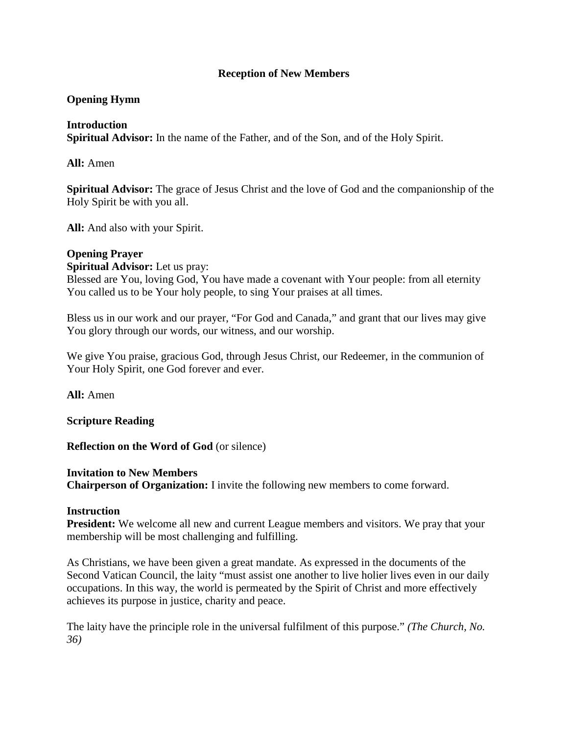# Reception of New Members

**Opening Hymn**

**Introduction**
**Spiritual Advisor:** In the name of the Father, and of the Son, and of the Holy Spirit.

**All:** Amen

**Spiritual Advisor:** The grace of Jesus Christ and the love of God and the companionship of the Holy Spirit be with you all.

**All:** And also with your Spirit.

**Opening Prayer**
**Spiritual Advisor:** Let us pray:
Blessed are You, loving God, You have made a covenant with Your people: from all eternity You called us to be Your holy people, to sing Your praises at all times.

Bless us in our work and our prayer, "For God and Canada," and grant that our lives may give You glory through our words, our witness, and our worship.

We give You praise, gracious God, through Jesus Christ, our Redeemer, in the communion of Your Holy Spirit, one God forever and ever.

**All:** Amen

**Scripture Reading**

**Reflection on the Word of God** (or silence)

**Invitation to New Members**
**Chairperson of Organization:** I invite the following new members to come forward.

**Instruction**
**President:** We welcome all new and current League members and visitors. We pray that your membership will be most challenging and fulfilling.

As Christians, we have been given a great mandate. As expressed in the documents of the Second Vatican Council, the laity "must assist one another to live holier lives even in our daily occupations. In this way, the world is permeated by the Spirit of Christ and more effectively achieves its purpose in justice, charity and peace.

The laity have the principle role in the universal fulfilment of this purpose." *(The Church, No. 36)*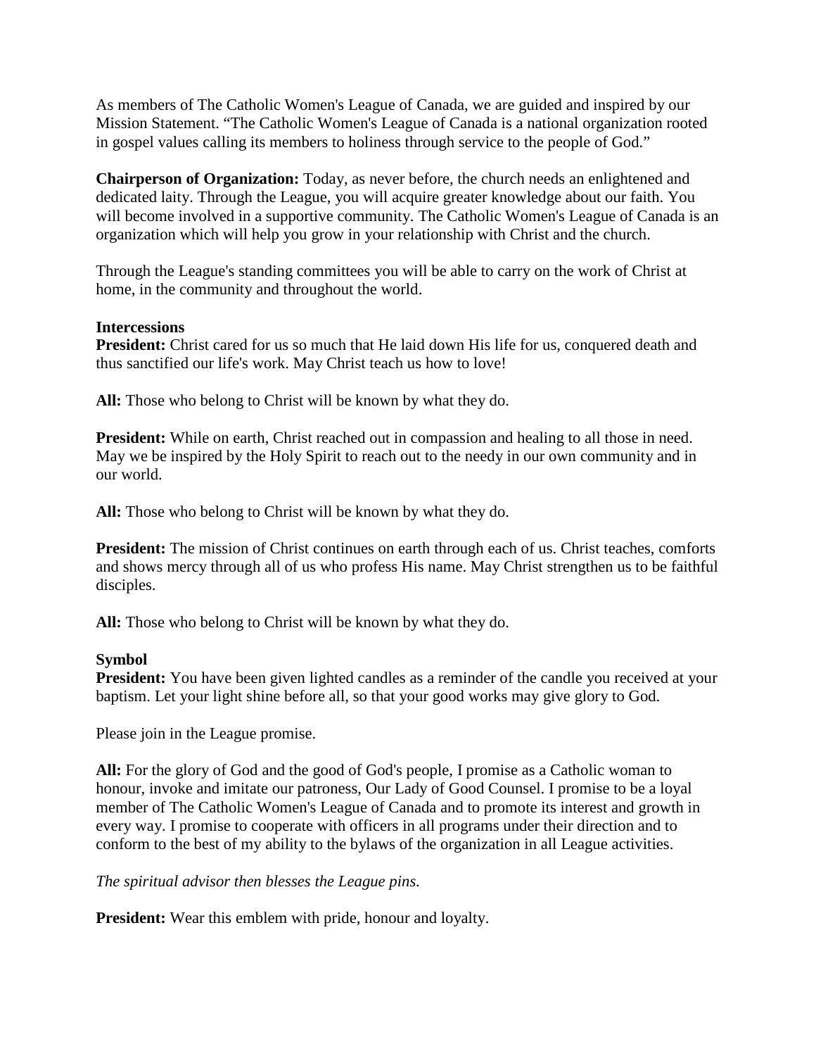As members of The Catholic Women's League of Canada, we are guided and inspired by our Mission Statement. “The Catholic Women's League of Canada is a national organization rooted in gospel values calling its members to holiness through service to the people of God.”

**Chairperson of Organization:** Today, as never before, the church needs an enlightened and dedicated laity. Through the League, you will acquire greater knowledge about our faith. You will become involved in a supportive community. The Catholic Women's League of Canada is an organization which will help you grow in your relationship with Christ and the church.

Through the League's standing committees you will be able to carry on the work of Christ at home, in the community and throughout the world.

**Intercessions**
**President:** Christ cared for us so much that He laid down His life for us, conquered death and thus sanctified our life's work. May Christ teach us how to love!

**All:** Those who belong to Christ will be known by what they do.

**President:** While on earth, Christ reached out in compassion and healing to all those in need. May we be inspired by the Holy Spirit to reach out to the needy in our own community and in our world.

**All:** Those who belong to Christ will be known by what they do.

**President:** The mission of Christ continues on earth through each of us. Christ teaches, comforts and shows mercy through all of us who profess His name. May Christ strengthen us to be faithful disciples.

**All:** Those who belong to Christ will be known by what they do.

**Symbol**
**President:** You have been given lighted candles as a reminder of the candle you received at your baptism. Let your light shine before all, so that your good works may give glory to God.

Please join in the League promise.

**All:** For the glory of God and the good of God's people, I promise as a Catholic woman to honour, invoke and imitate our patroness, Our Lady of Good Counsel. I promise to be a loyal member of The Catholic Women's League of Canada and to promote its interest and growth in every way. I promise to cooperate with officers in all programs under their direction and to conform to the best of my ability to the bylaws of the organization in all League activities.

*The spiritual advisor then blesses the League pins.*

**President:** Wear this emblem with pride, honour and loyalty.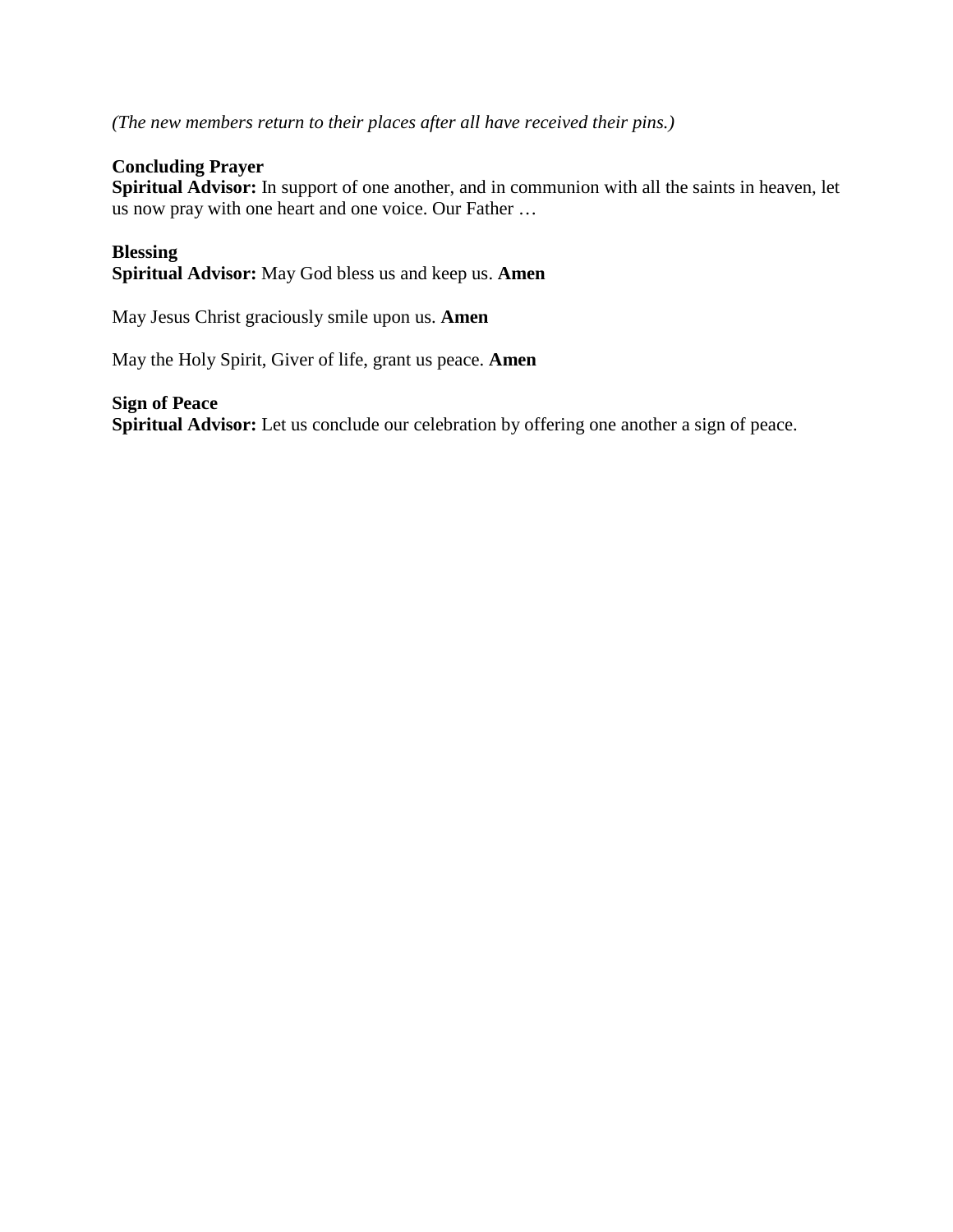*(The new members return to their places after all have received their pins.)*

**Concluding Prayer**
**Spiritual Advisor:** In support of one another, and in communion with all the saints in heaven, let us now pray with one heart and one voice. Our Father …

**Blessing**
**Spiritual Advisor:** May God bless us and keep us. **Amen**

May Jesus Christ graciously smile upon us. **Amen**

May the Holy Spirit, Giver of life, grant us peace. **Amen**

**Sign of Peace**
**Spiritual Advisor:** Let us conclude our celebration by offering one another a sign of peace.